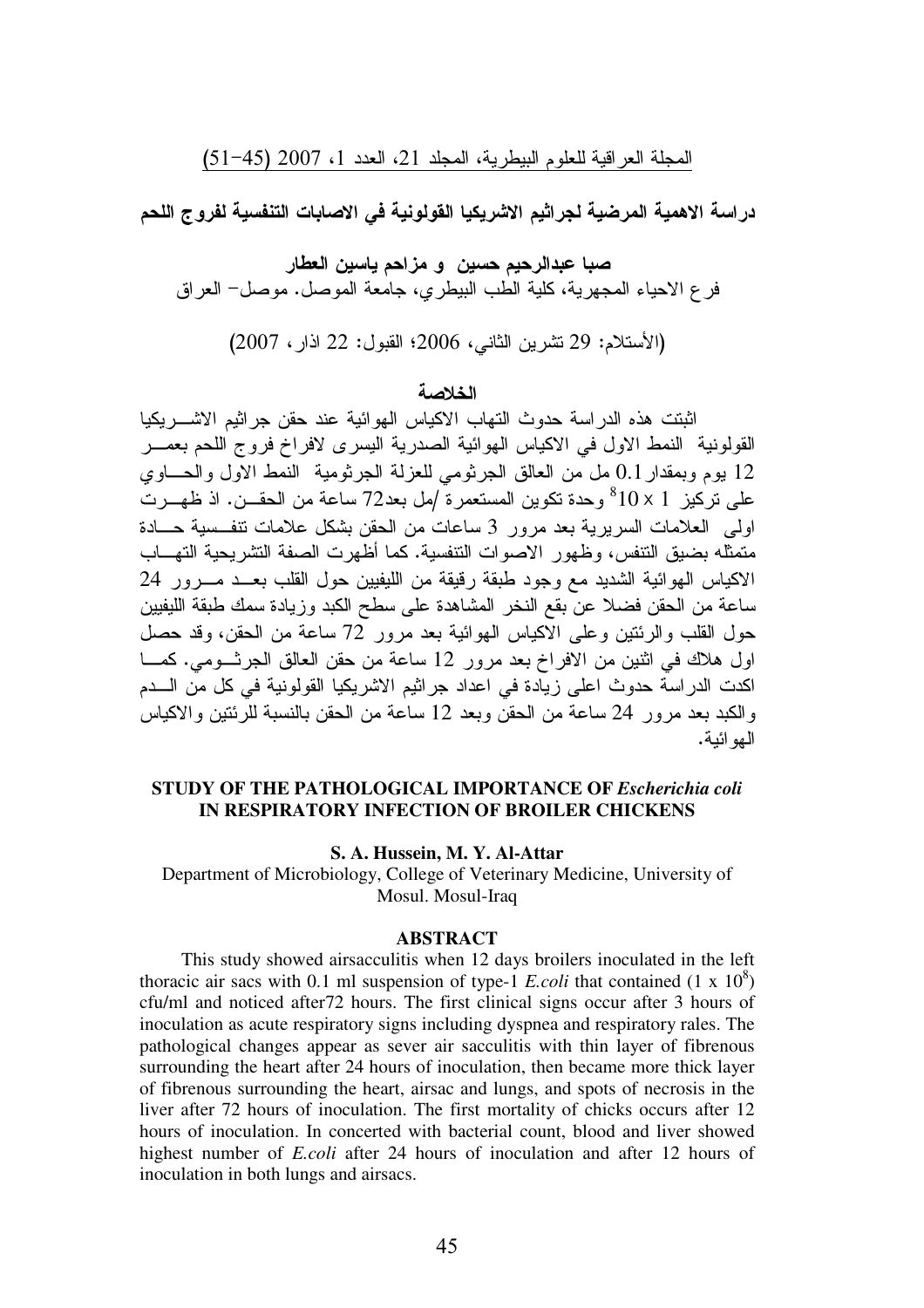# دراسة الاهمية المرضية لجراثيم الاشريكيا القولونية في الاصابات التنفسية لفروج اللحم

**صبا عبدالرحيم حسين و مزاحم ياسين العطار**

فرع الاحياء المجهرية، كلية الطب البيطري، جامعة الموصل. موصل– العراق

(الأستلام: 29 تشرين الثاني، 2006؛ القبول: 22 اذار، 2007)

## الخلاصة

اثبتت هذه الدراسة حدوث التهاب الاكياس الهوائية عند حقن جراثيم الاشريكيا القولونية النمط الاول في الاكياس الهوائية الصدرية اليسرى لافراخ فروج اللحم بعمر 12 يوم وبمقدار 0.1 مل من العالق الجرثومي للعزلة الجرثومية النمط الاول والحاوي على تركيز $1 \times 10^8$ وحدة تكوين المستعمرة /مل بعد72 ساعة من الحقن. اذ ظهرت اولى العلامات السريرية بعد مرور 3 ساعات من الحقن بشكل علامات تنفسية حادة متمثله بضيق التنفس، وظهور الاصوات التنفسية. كما أظهرت الصفة التشريحية التهاب الاكياس الهوائية الشديد مع وجود طبقة رقيقة من الليفيين حول القلب بعد مرور 24 ساعة من الحقن فضلا عن بقع النخر المشاهدة على سطح الكبد وزيادة سمك طبقة الليفيين حول القلب والرئتين وعلى الاكياس الهوائية بعد مرور 72 ساعة من الحقن، وقد حصل اول هلاك في اثنين من الافراخ بعد مرور 12 ساعة من حقن العالق الجرثومي. كما اكدت الدراسة حدوث اعلى زيادة في اعداد جراثيم الاشريكيا القولونية في كل من الدم والكبد بعد مرور 24 ساعة من الحقن وبعد 12 ساعة من الحقن بالنسبة للرئتين والاكياس الهوائية.

# STUDY OF THE PATHOLOGICAL IMPORTANCE OF *Escherichia coli* IN RESPIRATORY INFECTION OF BROILER CHICKENS

**S. A. Hussein, M. Y. Al-Attar**

Department of Microbiology, College of Veterinary Medicine, University of Mosul. Mosul-Iraq

## ABSTRACT

This study showed airsacculitis when 12 days broilers inoculated in the left thoracic air sacs with 0.1 ml suspension of type-1 *E.coli* that contained ($1 \times 10^8$) cfu/ml and noticed after72 hours. The first clinical signs occur after 3 hours of inoculation as acute respiratory signs including dyspnea and respiratory rales. The pathological changes appear as sever air sacculitis with thin layer of fibrenous surrounding the heart after 24 hours of inoculation, then became more thick layer of fibrenous surrounding the heart, airsac and lungs, and spots of necrosis in the liver after 72 hours of inoculation. The first mortality of chicks occurs after 12 hours of inoculation. In concerted with bacterial count, blood and liver showed highest number of *E.coli* after 24 hours of inoculation and after 12 hours of inoculation in both lungs and airsacs.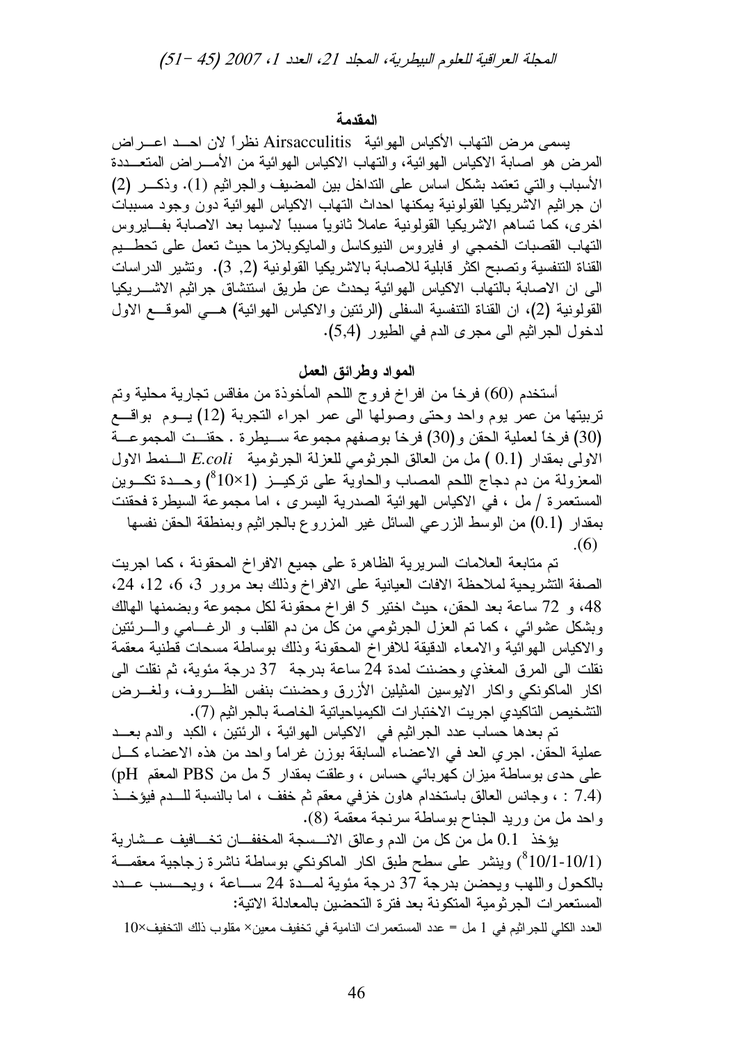## المقدمة

يسمى مرض التهاب الأكياس الهوائية Airsacculitis نظراً لان احد اعراض المرض هو اصابة الاكياس الهوائية، والتهاب الاكياس الهوائية من الأمراض المتعددة الأسباب والتي تعتمد بشكل اساس على التداخل بين المضيف والجراثيم (1). وذكر (2) ان جراثيم الاشريكيا القولونية يمكنها احداث التهاب الاكياس الهوائية دون وجود مسببات اخرى، كما تساهم الاشريكيا القولونية عاملاً ثانوياً مسبباً لاسيما بعد الاصابة بفايروس التهاب القصبات الخمجي او فايروس النيوكاسل والمايكوبلازما حيث تعمل على تحطيم القناة التنفسية وتصبح اكثر قابلية للاصابة بالاشريكيا القولونية (2, 3). وتشير الدراسات الى ان الاصابة بالتهاب الاكياس الهوائية يحدث عن طريق استنشاق جراثيم الاشريكيا القولونية (2)، ان القناة التنفسية السفلى (الرئتين والاكياس الهوائية) هي الموقع الاول لدخول الجراثيم الى مجرى الدم في الطيور (5,4).

## المواد وطرائق العمل

أستخدم (60) فرخاً من افراخ فروج اللحم المأخوذة من مفاقس تجارية محلية وتم تربيتها من عمر يوم واحد وحتى وصولها الى عمر اجراء التجربة (12) يوم بواقع (30) فرخاً لعملية الحقن و(30) فرخاً بوصفهم مجموعة سيطرة . حقنت المجموعة الاولى بمقدار (0.1 ) مل من العالق الجرثومي للعزلة الجرثومية *E.coli* النمط الاول المعزولة من دم دجاج اللحم المصاب والحاوية على تركيز ($1\times10^{8}$) وحدة تكوين المستعمرة / مل ، في الاكياس الهوائية الصدرية اليسرى ، اما مجموعة السيطرة فحقنت بمقدار (0.1) من الوسط الزرعي السائل غير المزروع بالجراثيم وبمنطقة الحقن نفسها (6).

تم متابعة العلامات السريرية الظاهرة على جميع الافراخ المحقونة ، كما اجريت الصفة التشريحية لملاحظة الافات العيانية على الافراخ وذلك بعد مرور 3، 6، 12، 24، 48، و 72 ساعة بعد الحقن، حيث اختير 5 افراخ محقونة لكل مجموعة وبضمنها الهالك وبشكل عشوائي ، كما تم العزل الجرثومي من كل من دم القلب و الرغامي والرئتين والاكياس الهوائية والامعاء الدقيقة للافراخ المحقونة وذلك بوساطة مسحات قطنية معقمة نقلت الى المرق المغذي وحضنت لمدة 24 ساعة بدرجة 37 درجة مئوية، ثم نقلت الى اكار الماكونكي واكار الايوسين المثيلين الأزرق وحضنت بنفس الظروف، ولغرض التشخيص التاكيدي اجريت الاختبارات الكيمياحياتية الخاصة بالجراثيم (7).

تم بعدها حساب عدد الجراثيم في الاكياس الهوائية ، الرئتين ، الكبد والدم بعد عملية الحقن. اجري العد في الاعضاء السابقة بوزن غراماً واحد من هذه الاعضاء كل على حدى بوساطة ميزان كهربائي حساس ، وعلقت بمقدار 5 مل من PBS المعقم (pH : 7.4) ، وجانس العالق باستخدام هاون خزفي معقم ثم خفف ، اما بالنسبة للدم فيؤخذ واحد مل من وريد الجناح بوساطة سرنجة معقمة (8).

يؤخذ 0.1 مل من كل من الدم وعالق الانسجة المخففان تخافيف عشارية ($10/1\text{-}10/1^{8}$) وينشر على سطح طبق اكار الماكونكي بوساطة ناشرة زجاجية معقمة بالكحول واللهب ويحضن بدرجة 37 درجة مئوية لمدة 24 ساعة ، ويحسب عدد المستعمرات الجرثومية المتكونة بعد فترة التحضين بالمعادلة الاتية:

العدد الكلي للجراثيم في 1 مل = عدد المستعمرات النامية في تخفيف معين× مقلوب ذلك التخفيف×10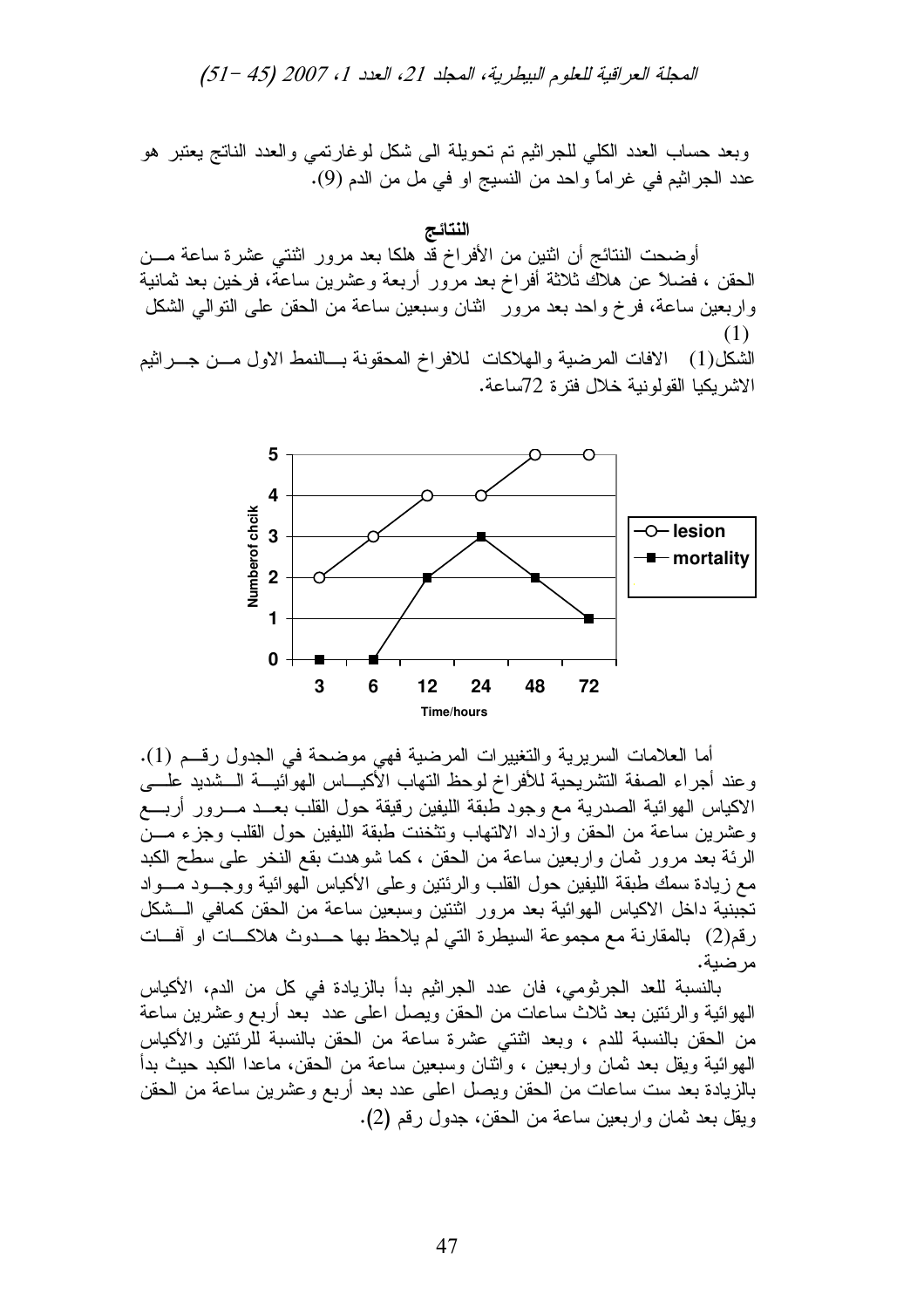وبعد حساب العدد الكلي للجراثيم تم تحويلة الى شكل لوغارتمي والعدد الناتج يعتبر هو عدد الجراثيم في غراماً واحد من النسيج او في مل من الدم (9).

## النتائج

أوضحت النتائج أن اثنين من الأفراخ قد هلكا بعد مرور اثنتي عشرة ساعة من الحقن ، فضلاً عن هلاك ثلاثة أفراخ بعد مرور أربعة وعشرين ساعة، فرخين بعد ثمانية واربعين ساعة، فرخ واحد بعد مرور اثنان وسبعين ساعة من الحقن على التوالي الشكل (1)

الشكل(1) الافات المرضية والهلاكات للافراخ المحقونة بالنمط الاول من جراثيم الاشريكيا القولونية خلال فترة 72ساعة.

| Time/hours | lesion | mortality |
|---|---|---|
| 3 | 2 | 0 |
| 6 | 3 | 0 |
| 12 | 4 | 2 |
| 24 | 4 | 3 |
| 48 | 5 | 2 |
| 72 | 5 | 1 |

أما العلامات السريرية والتغييرات المرضية فهي موضحة في الجدول رقم (1). وعند أجراء الصفة التشريحية للأفراخ لوحظ التهاب الأكياس الهوائية الشديد على الاكياس الهوائية الصدرية مع وجود طبقة الليفين رقيقة حول القلب بعد مرور أربع وعشرين ساعة من الحقن وازداد الالتهاب وتثخنت طبقة الليفين حول القلب وجزء من الرئة بعد مرور ثمان واربعين ساعة من الحقن ، كما شوهدت بقع النخر على سطح الكبد مع زيادة سمك طبقة الليفين حول القلب والرئتين وعلى الأكياس الهوائية ووجود مواد تجبنية داخل الاكياس الهوائية بعد مرور اثنتين وسبعين ساعة من الحقن كمافي الشكل رقم(2) بالمقارنة مع مجموعة السيطرة التي لم يلاحظ بها حدوث هلاكات او آفات مرضية.

بالنسبة للعد الجرثومي، فان عدد الجراثيم بدأ بالزيادة في كل من الدم، الأكياس الهوائية والرئتين بعد ثلاث ساعات من الحقن ويصل اعلى عدد بعد أربع وعشرين ساعة من الحقن بالنسبة للدم ، وبعد اثنتي عشرة ساعة من الحقن بالنسبة للرئتين والأكياس الهوائية ويقل بعد ثمان واربعين ، واثنان وسبعين ساعة من الحقن، ماعدا الكبد حيث بدأ بالزيادة بعد ست ساعات من الحقن ويصل اعلى عدد بعد أربع وعشرين ساعة من الحقن ويقل بعد ثمان واربعين ساعة من الحقن، جدول رقم (2).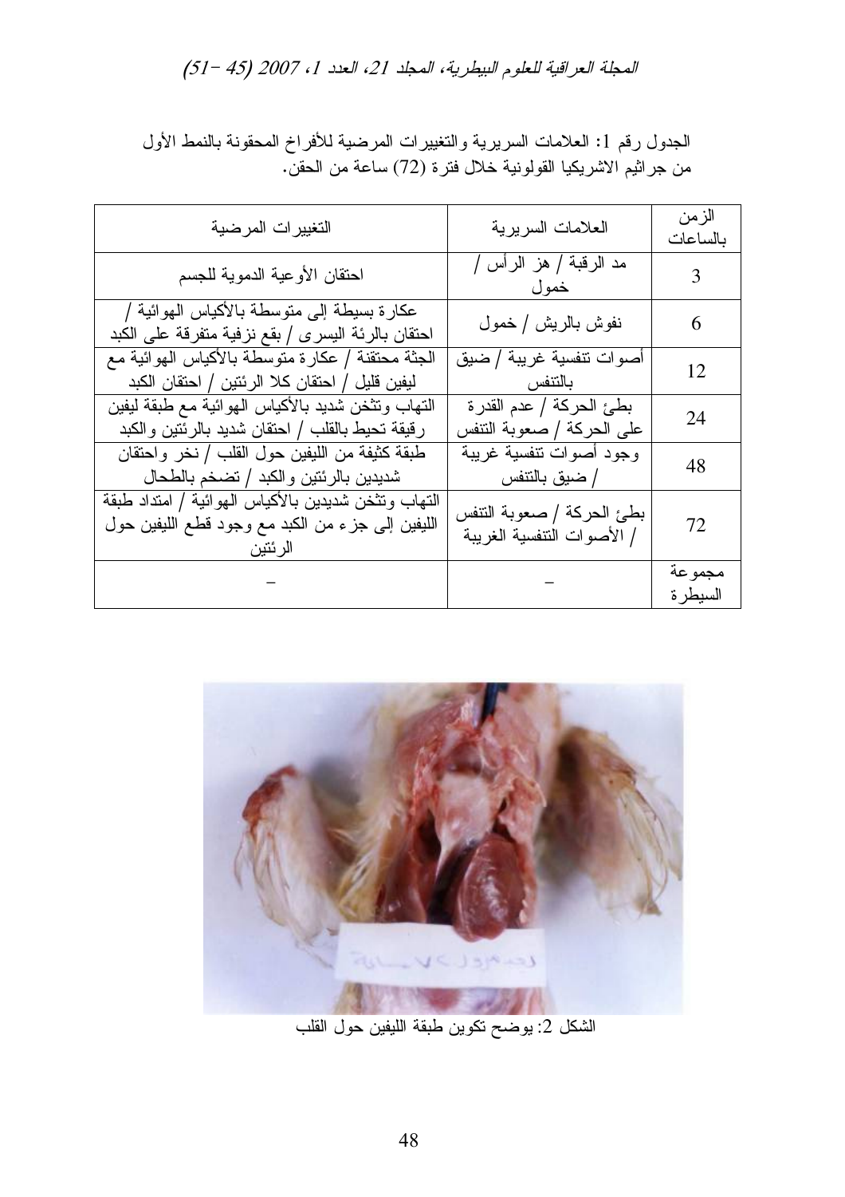الجدول رقم 1: العلامات السريرية والتغييرات المرضية للأفراخ المحقونة بالنمط الأول من جراثيم الاشريكيا القولونية خلال فترة (72) ساعة من الحقن.

| الزمن بالساعات | العلامات السريرية | التغييرات المرضية |
|---|---|---|
| 3 | مد الرقبة / هز الرأس / خمول | احتقان الأوعية الدموية للجسم |
| 6 | نفوش بالريش / خمول | عكارة بسيطة إلى متوسطة بالأكياس الهوائية / احتقان بالرئة اليسرى / بقع نزفية متفرقة على الكبد |
| 12 | أصوات تنفسية غريبة / ضيق بالتنفس | الجثة محتقنة / عكارة متوسطة بالأكياس الهوائية مع ليفين قليل / احتقان كلا الرئتين / احتقان الكبد |
| 24 | بطئ الحركة / عدم القدرة على الحركة / صعوبة التنفس | التهاب وتثخن شديد بالأكياس الهوائية مع طبقة ليفين رقيقة تحيط بالقلب / احتقان شديد بالرئتين والكبد |
| 48 | وجود أصوات تنفسية غريبة / ضيق بالتنفس | طبقة كثيفة من الليفين حول القلب / نخر واحتقان شديدين بالرئتين والكبد / تضخم بالطحال |
| 72 | بطئ الحركة / صعوبة التنفس / الأصوات التنفسية الغريبة | التهاب وتثخن شديدين بالأكياس الهوائية / امتداد طبقة الليفين إلى جزء من الكبد مع وجود قطع الليفين حول الرئتين |
| مجموعة السيطرة | – | – |

الشكل 2: يوضح تكوين طبقة الليفين حول القلب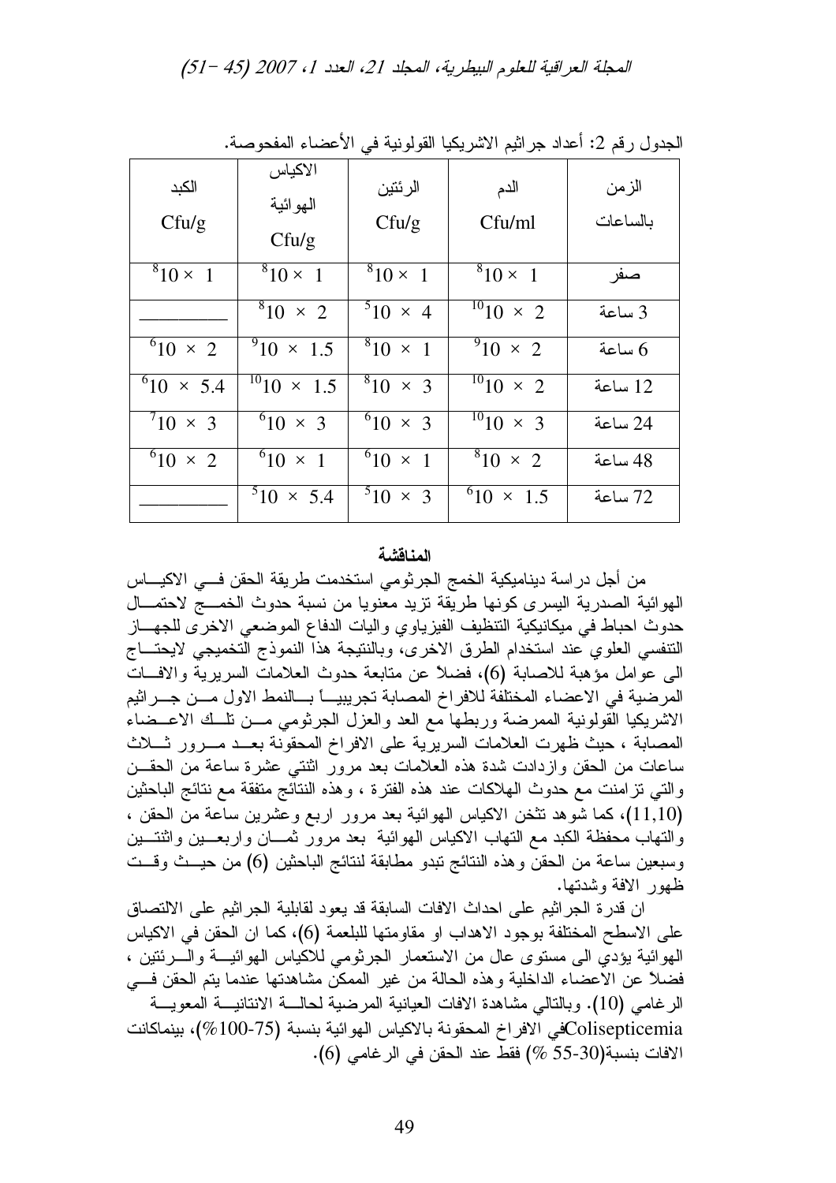الجدول رقم 2: أعداد جراثيم الاشريكيا القولونية في الأعضاء المفحوصة.

| الزمن بالساعات | الدم Cfu/ml | الرئتين Cfu/g | الاكياس الهوائية Cfu/g | الكبد Cfu/g |
|---|---|---|---|---|
| صفر | $1 \times 10^{8}$ | $1 \times 10^{8}$ | $1 \times 10^{8}$ | $1 \times 10^{8}$ |
| 3 ساعة | $2 \times 10^{10}$ | $4 \times 10^{5}$ | $2 \times 10^{8}$ | ________ |
| 6 ساعة | $2 \times 10^{9}$ | $1 \times 10^{8}$ | $1.5 \times 10^{9}$ | $2 \times 10^{6}$ |
| 12 ساعة | $2 \times 10^{10}$ | $3 \times 10^{8}$ | $1.5 \times 10^{10}$ | $5.4 \times 10^{6}$ |
| 24 ساعة | $3 \times 10^{10}$ | $3 \times 10^{6}$ | $3 \times 10^{6}$ | $3 \times 10^{7}$ |
| 48 ساعة | $2 \times 10^{8}$ | $1 \times 10^{6}$ | $1 \times 10^{6}$ | $2 \times 10^{6}$ |
| 72 ساعة | $1.5 \times 10^{6}$ | $3 \times 10^{5}$ | $5.4 \times 10^{5}$ | ________ |

**المناقشة**

من أجل دراسة ديناميكية الخمج الجرثومي استخدمت طريقة الحقن في الاكياس الهوائية الصدرية اليسرى كونها طريقة تزيد معنويا من نسبة حدوث الخمج لاحتمال حدوث احباط في ميكانيكية التنظيف الفيزياوي واليات الدفاع الموضعي الاخرى للجهاز التنفسي العلوي عند استخدام الطرق الاخرى، وبالنتيجة هذا النموذج التخميجي لايحتاج الى عوامل مؤهبة للاصابة (6)، فضلاً عن متابعة حدوث العلامات السريرية والافات المرضية في الاعضاء المختلفة للافراخ المصابة تجريبياً بالنمط الاول من جراثيم الاشريكيا القولونية الممرضة وربطها مع العد والعزل الجرثومي من تلك الاعضاء المصابة ، حيث ظهرت العلامات السريرية على الافراخ المحقونة بعد مرور ثلاث ساعات من الحقن وازدادت شدة هذه العلامات بعد مرور اثنتي عشرة ساعة من الحقن والتي تزامنت مع حدوث الهلاكات عند هذه الفترة ، وهذه النتائج متفقة مع نتائج الباحثين (11,10)، كما شوهد تثخن الاكياس الهوائية بعد مرور اربع وعشرين ساعة من الحقن ، والتهاب محفظة الكبد مع التهاب الاكياس الهوائية بعد مرور ثمان واربعين واثنتين وسبعين ساعة من الحقن وهذه النتائج تبدو مطابقة لنتائج الباحثين (6) من حيث وقت ظهور الافة وشدتها.

ان قدرة الجراثيم على احداث الافات السابقة قد يعود لقابلية الجراثيم على الالتصاق على الاسطح المختلفة بوجود الاهداب او مقاومتها للبلعمة (6)، كما ان الحقن في الاكياس الهوائية يؤدي الى مستوى عال من الاستعمار الجرثومي للاكياس الهوائية والرئتين ، فضلا عن الاعضاء الداخلية وهذه الحالة من غير الممكن مشاهدتها عندما يتم الحقن في الرغامي (10). وبالتالي مشاهدة الافات العيانية المرضية لحالة الانتانية المعوية Colisepticemiaفي الافراخ المحقونة بالاكياس الهوائية بنسبة (75-100%)، بينماكانت الافات بنسبة(30-55 %) فقط عند الحقن في الرغامي (6).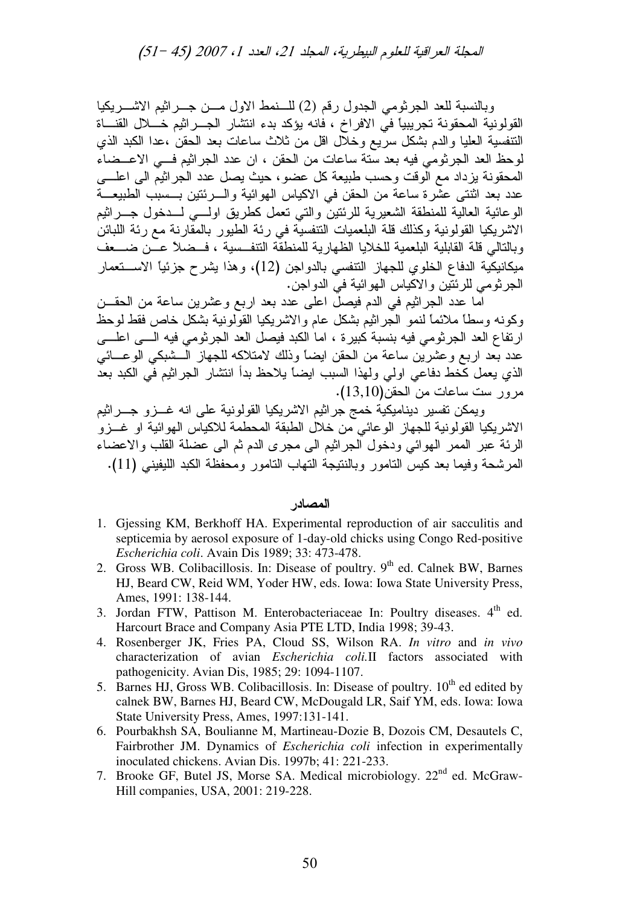وبالنسبة للعد الجرثومي الجدول رقم (2) للنمط الاول من جراثيم الاشريكيا القولونية المحقونة تجريبياً في الافراخ ، فانه يؤكد بدء انتشار الجراثيم خلال القناة التنفسية العليا والدم بشكل سريع وخلال اقل من ثلاث ساعات بعد الحقن ،عدا الكبد الذي لوحظ العد الجرثومي فيه بعد ستة ساعات من الحقن ، ان عدد الجراثيم في الاعضاء المحقونة يزداد مع الوقت وحسب طبيعة كل عضو، حيث يصل عدد الجراثيم الى اعلى عدد بعد اثنتى عشرة ساعة من الحقن في الاكياس الهوائية والرئتين بسبب الطبيعة الوعائية العالية للمنطقة الشعيرية للرئتين والتي تعمل كطريق اولي لدخول جراثيم الاشريكيا القولونية وكذلك قلة البلعميات التنفسية في رئة الطيور بالمقارنة مع رئة اللبائن وبالتالي قلة القابلية البلعمية للخلايا الظهارية للمنطقة التنفسية ، فضلاً عن ضعف ميكانيكية الدفاع الخلوي للجهاز التنفسي بالدواجن (12)، وهذا يشرح جزئياً الاستعمار الجرثومي للرئتين والاكياس الهوائية في الدواجن.

اما عدد الجراثيم في الدم فيصل اعلى عدد بعد اربع وعشرين ساعة من الحقن وكونه وسطاً ملائماً لنمو الجراثيم بشكل عام والاشريكيا القولونية بشكل خاص فقط لوحظ ارتفاع العد الجرثومي فيه بنسبة كبيرة ، اما الكبد فيصل العد الجرثومي فيه الى اعلى عدد بعد اربع وعشرين ساعة من الحقن ايضاً وذلك لامتلاكه للجهاز الشبكي الوعائي الذي يعمل كخط دفاعي اولي ولهذا السبب ايضاً يلاحظ بدأ انتشار الجراثيم في الكبد بعد مرور ست ساعات من الحقن(13,10).

ويمكن تفسير ديناميكية خمج جراثيم الاشريكيا القولونية على انه غزو جراثيم الاشريكيا القولونية للجهاز الوعائي من خلال الطبقة المحطمة للاكياس الهوائية او غزو الرئة عبر الممر الهوائي ودخول الجراثيم الى مجرى الدم ثم الى عضلة القلب والاعضاء المرشحة وفيما بعد كيس التامور وبالنتيجة التهاب التامور ومحفظة الكبد الليفيني (11).

## المصادر

1. Gjessing KM, Berkhoff HA. Experimental reproduction of air sacculitis and septicemia by aerosol exposure of 1-day-old chicks using Congo Red-positive *Escherichia coli*. Avain Dis 1989; 33: 473-478.
2. Gross WB. Colibacillosis. In: Disease of poultry. 9th ed. Calnek BW, Barnes HJ, Beard CW, Reid WM, Yoder HW, eds. Iowa: Iowa State University Press, Ames, 1991: 138-144.
3. Jordan FTW, Pattison M. Enterobacteriaceae In: Poultry diseases. 4th ed. Harcourt Brace and Company Asia PTE LTD, India 1998; 39-43.
4. Rosenberger JK, Fries PA, Cloud SS, Wilson RA. *In vitro* and *in vivo* characterization of avian *Escherichia coli.*II factors associated with pathogenicity. Avian Dis, 1985; 29: 1094-1107.
5. Barnes HJ, Gross WB. Colibacillosis. In: Disease of poultry. 10th ed edited by calnek BW, Barnes HJ, Beard CW, McDougald LR, Saif YM, eds. Iowa: Iowa State University Press, Ames, 1997:131-141.
6. Pourbakhsh SA, Boulianne M, Martineau-Dozie B, Dozois CM, Desautels C, Fairbrother JM. Dynamics of *Escherichia coli* infection in experimentally inoculated chickens. Avian Dis. 1997b; 41: 221-233.
7. Brooke GF, Butel JS, Morse SA. Medical microbiology. 22nd ed. McGraw-Hill companies, USA, 2001: 219-228.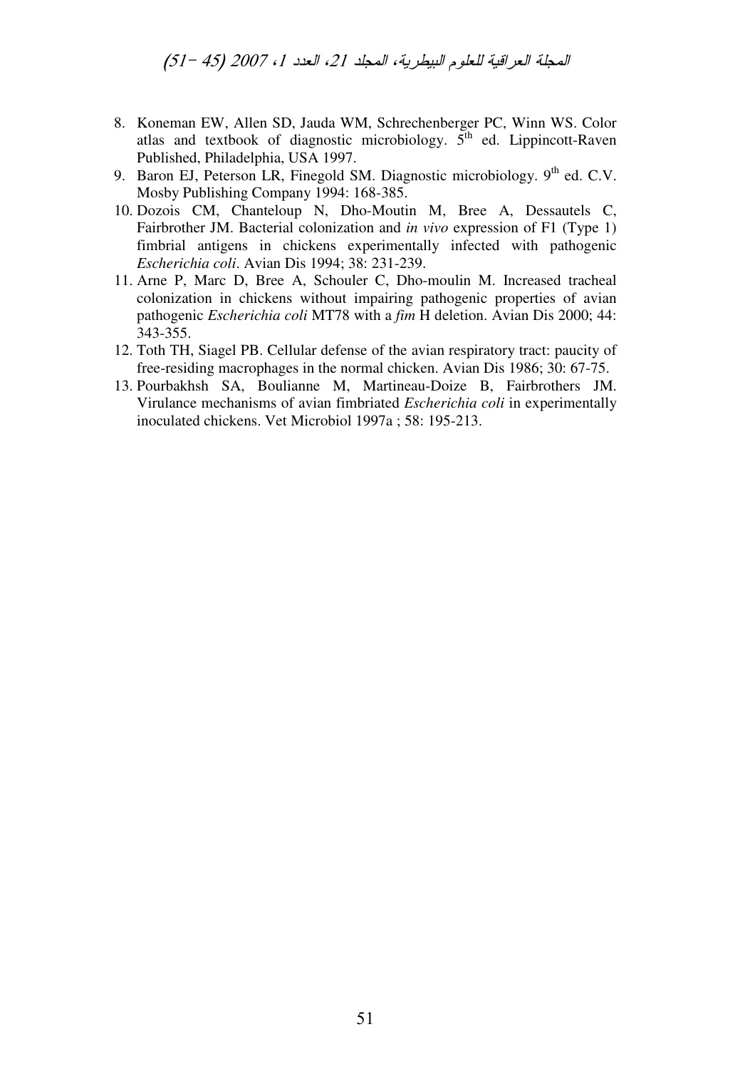8. Koneman EW, Allen SD, Jauda WM, Schrechenberger PC, Winn WS. Color atlas and textbook of diagnostic microbiology. 5th ed. Lippincott-Raven Published, Philadelphia, USA 1997.
9. Baron EJ, Peterson LR, Finegold SM. Diagnostic microbiology. 9th ed. C.V. Mosby Publishing Company 1994: 168-385.
10. Dozois CM, Chanteloup N, Dho-Moutin M, Bree A, Dessautels C, Fairbrother JM. Bacterial colonization and *in vivo* expression of F1 (Type 1) fimbrial antigens in chickens experimentally infected with pathogenic *Escherichia coli*. Avian Dis 1994; 38: 231-239.
11. Arne P, Marc D, Bree A, Schouler C, Dho-moulin M. Increased tracheal colonization in chickens without impairing pathogenic properties of avian pathogenic *Escherichia coli* MT78 with a *fim* H deletion. Avian Dis 2000; 44: 343-355.
12. Toth TH, Siagel PB. Cellular defense of the avian respiratory tract: paucity of free-residing macrophages in the normal chicken. Avian Dis 1986; 30: 67-75.
13. Pourbakhsh SA, Boulianne M, Martineau-Doize B, Fairbrothers JM. Virulance mechanisms of avian fimbriated *Escherichia coli* in experimentally inoculated chickens. Vet Microbiol 1997a ; 58: 195-213.